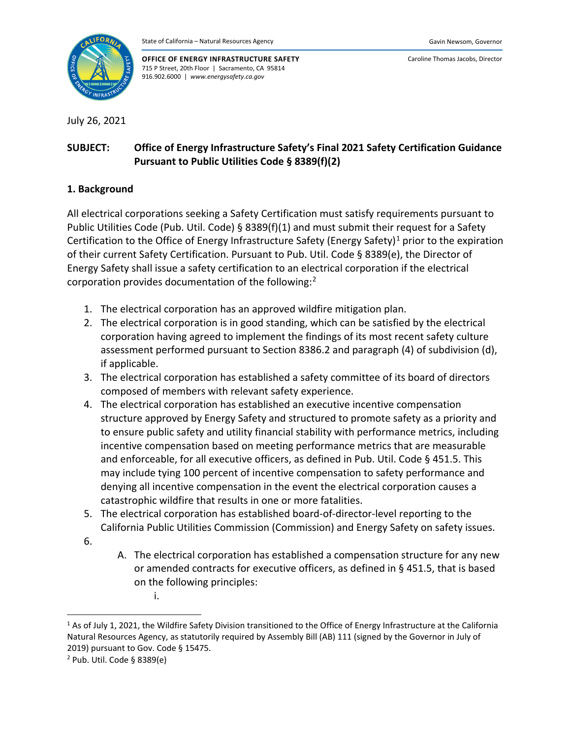State of California – Natural Resources Agency

Gavin Newsom, Governor

**OFFICE OF ENERGY INFRASTRUCTURE SAFETY**
715 P Street, 20th Floor | Sacramento, CA 95814
916.902.6000 | *www.energysafety.ca.gov*

Caroline Thomas Jacobs, Director

July 26, 2021

**SUBJECT: Office of Energy Infrastructure Safety's Final 2021 Safety Certification Guidance Pursuant to Public Utilities Code § 8389(f)(2)**

## 1. Background

All electrical corporations seeking a Safety Certification must satisfy requirements pursuant to Public Utilities Code (Pub. Util. Code) § 8389(f)(1) and must submit their request for a Safety Certification to the Office of Energy Infrastructure Safety (Energy Safety)[1] prior to the expiration of their current Safety Certification. Pursuant to Pub. Util. Code § 8389(e), the Director of Energy Safety shall issue a safety certification to an electrical corporation if the electrical corporation provides documentation of the following:[2]

1. The electrical corporation has an approved wildfire mitigation plan.
2. The electrical corporation is in good standing, which can be satisfied by the electrical corporation having agreed to implement the findings of its most recent safety culture assessment performed pursuant to Section 8386.2 and paragraph (4) of subdivision (d), if applicable.
3. The electrical corporation has established a safety committee of its board of directors composed of members with relevant safety experience.
4. The electrical corporation has established an executive incentive compensation structure approved by Energy Safety and structured to promote safety as a priority and to ensure public safety and utility financial stability with performance metrics, including incentive compensation based on meeting performance metrics that are measurable and enforceable, for all executive officers, as defined in Pub. Util. Code § 451.5. This may include tying 100 percent of incentive compensation to safety performance and denying all incentive compensation in the event the electrical corporation causes a catastrophic wildfire that results in one or more fatalities.
5. The electrical corporation has established board-of-director-level reporting to the California Public Utilities Commission (Commission) and Energy Safety on safety issues.
6. 
   A. The electrical corporation has established a compensation structure for any new or amended contracts for executive officers, as defined in § 451.5, that is based on the following principles:
      i.

[1] As of July 1, 2021, the Wildfire Safety Division transitioned to the Office of Energy Infrastructure at the California Natural Resources Agency, as statutorily required by Assembly Bill (AB) 111 (signed by the Governor in July of 2019) pursuant to Gov. Code § 15475.

[2] Pub. Util. Code § 8389(e)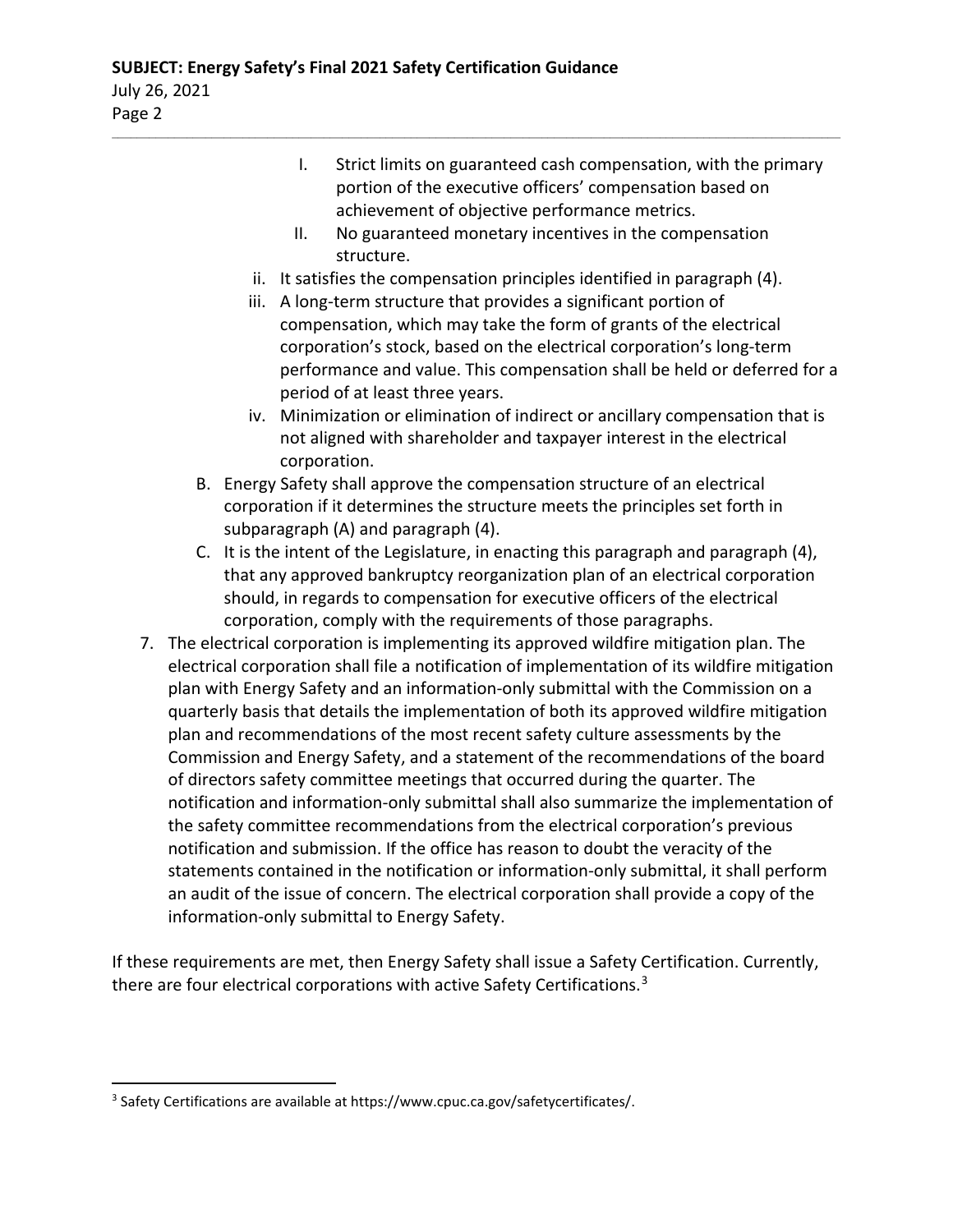I. Strict limits on guaranteed cash compensation, with the primary portion of the executive officers' compensation based on achievement of objective performance metrics.
II. No guaranteed monetary incentives in the compensation structure.

ii. It satisfies the compensation principles identified in paragraph (4).

iii. A long-term structure that provides a significant portion of compensation, which may take the form of grants of the electrical corporation's stock, based on the electrical corporation's long-term performance and value. This compensation shall be held or deferred for a period of at least three years.

iv. Minimization or elimination of indirect or ancillary compensation that is not aligned with shareholder and taxpayer interest in the electrical corporation.

B. Energy Safety shall approve the compensation structure of an electrical corporation if it determines the structure meets the principles set forth in subparagraph (A) and paragraph (4).

C. It is the intent of the Legislature, in enacting this paragraph and paragraph (4), that any approved bankruptcy reorganization plan of an electrical corporation should, in regards to compensation for executive officers of the electrical corporation, comply with the requirements of those paragraphs.

7. The electrical corporation is implementing its approved wildfire mitigation plan. The electrical corporation shall file a notification of implementation of its wildfire mitigation plan with Energy Safety and an information-only submittal with the Commission on a quarterly basis that details the implementation of both its approved wildfire mitigation plan and recommendations of the most recent safety culture assessments by the Commission and Energy Safety, and a statement of the recommendations of the board of directors safety committee meetings that occurred during the quarter. The notification and information-only submittal shall also summarize the implementation of the safety committee recommendations from the electrical corporation's previous notification and submission. If the office has reason to doubt the veracity of the statements contained in the notification or information-only submittal, it shall perform an audit of the issue of concern. The electrical corporation shall provide a copy of the information-only submittal to Energy Safety.

If these requirements are met, then Energy Safety shall issue a Safety Certification. Currently, there are four electrical corporations with active Safety Certifications.[3]

[3] Safety Certifications are available at https://www.cpuc.ca.gov/safetycertificates/.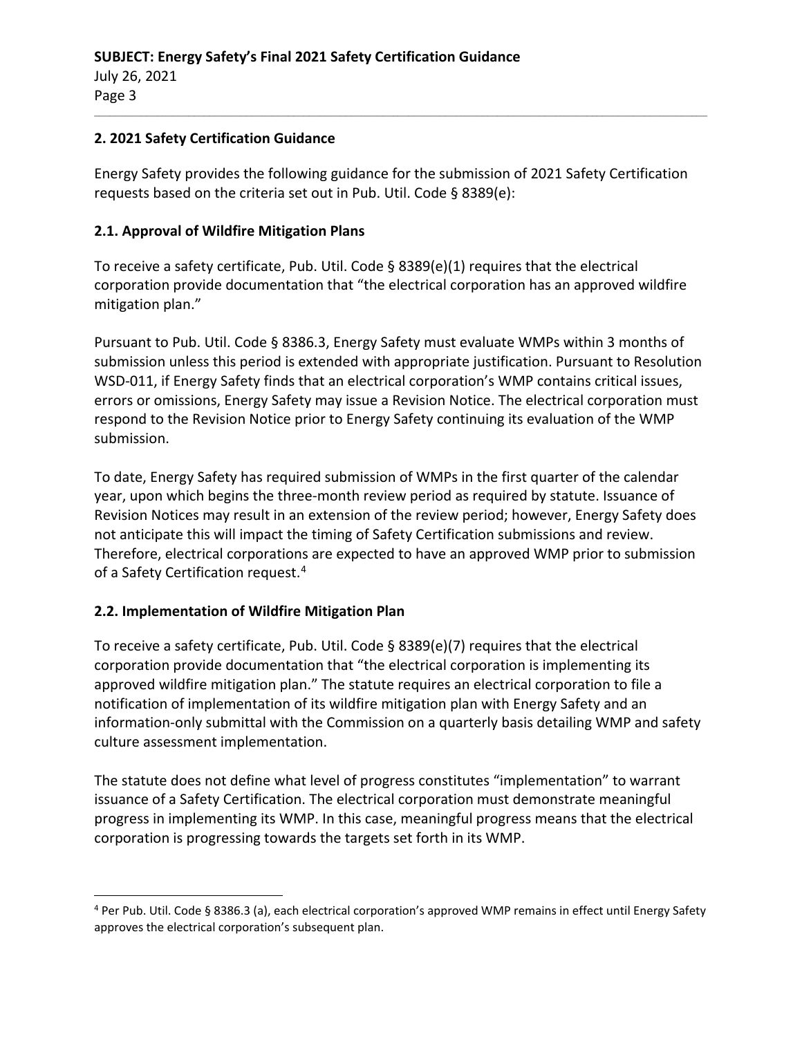## 2. 2021 Safety Certification Guidance

Energy Safety provides the following guidance for the submission of 2021 Safety Certification requests based on the criteria set out in Pub. Util. Code § 8389(e):

### 2.1. Approval of Wildfire Mitigation Plans

To receive a safety certificate, Pub. Util. Code § 8389(e)(1) requires that the electrical corporation provide documentation that "the electrical corporation has an approved wildfire mitigation plan."

Pursuant to Pub. Util. Code § 8386.3, Energy Safety must evaluate WMPs within 3 months of submission unless this period is extended with appropriate justification. Pursuant to Resolution WSD-011, if Energy Safety finds that an electrical corporation's WMP contains critical issues, errors or omissions, Energy Safety may issue a Revision Notice. The electrical corporation must respond to the Revision Notice prior to Energy Safety continuing its evaluation of the WMP submission.

To date, Energy Safety has required submission of WMPs in the first quarter of the calendar year, upon which begins the three-month review period as required by statute. Issuance of Revision Notices may result in an extension of the review period; however, Energy Safety does not anticipate this will impact the timing of Safety Certification submissions and review. Therefore, electrical corporations are expected to have an approved WMP prior to submission of a Safety Certification request.[4]

### 2.2. Implementation of Wildfire Mitigation Plan

To receive a safety certificate, Pub. Util. Code § 8389(e)(7) requires that the electrical corporation provide documentation that "the electrical corporation is implementing its approved wildfire mitigation plan." The statute requires an electrical corporation to file a notification of implementation of its wildfire mitigation plan with Energy Safety and an information-only submittal with the Commission on a quarterly basis detailing WMP and safety culture assessment implementation.

The statute does not define what level of progress constitutes "implementation" to warrant issuance of a Safety Certification. The electrical corporation must demonstrate meaningful progress in implementing its WMP. In this case, meaningful progress means that the electrical corporation is progressing towards the targets set forth in its WMP.

[4] Per Pub. Util. Code § 8386.3 (a), each electrical corporation's approved WMP remains in effect until Energy Safety approves the electrical corporation's subsequent plan.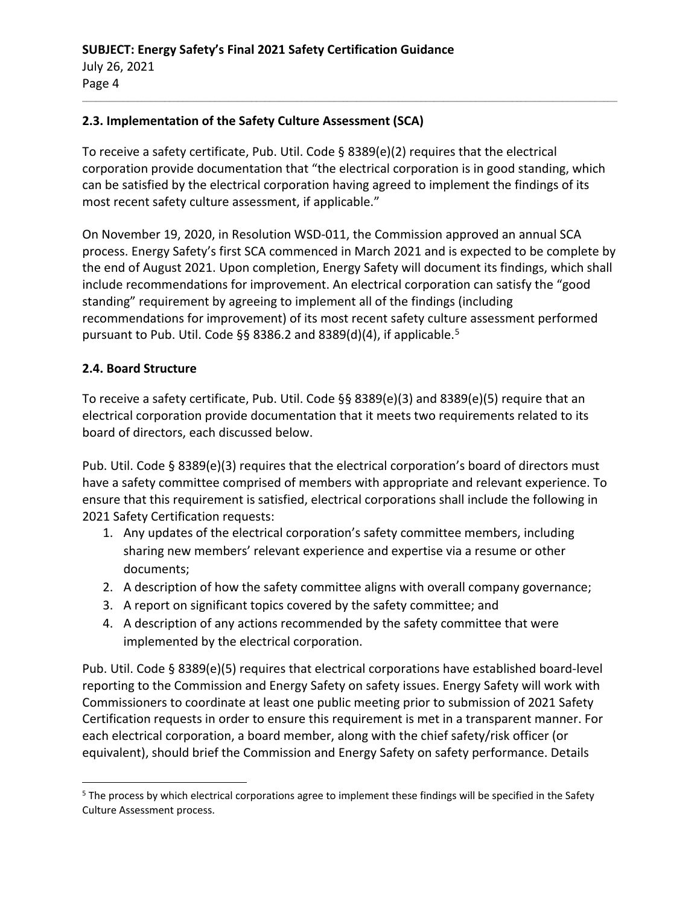## 2.3. Implementation of the Safety Culture Assessment (SCA)

To receive a safety certificate, Pub. Util. Code § 8389(e)(2) requires that the electrical corporation provide documentation that "the electrical corporation is in good standing, which can be satisfied by the electrical corporation having agreed to implement the findings of its most recent safety culture assessment, if applicable."

On November 19, 2020, in Resolution WSD-011, the Commission approved an annual SCA process. Energy Safety's first SCA commenced in March 2021 and is expected to be complete by the end of August 2021. Upon completion, Energy Safety will document its findings, which shall include recommendations for improvement. An electrical corporation can satisfy the "good standing" requirement by agreeing to implement all of the findings (including recommendations for improvement) of its most recent safety culture assessment performed pursuant to Pub. Util. Code §§ 8386.2 and 8389(d)(4), if applicable.[5]

## 2.4. Board Structure

To receive a safety certificate, Pub. Util. Code §§ 8389(e)(3) and 8389(e)(5) require that an electrical corporation provide documentation that it meets two requirements related to its board of directors, each discussed below.

Pub. Util. Code § 8389(e)(3) requires that the electrical corporation's board of directors must have a safety committee comprised of members with appropriate and relevant experience. To ensure that this requirement is satisfied, electrical corporations shall include the following in 2021 Safety Certification requests:

1. Any updates of the electrical corporation's safety committee members, including sharing new members' relevant experience and expertise via a resume or other documents;
2. A description of how the safety committee aligns with overall company governance;
3. A report on significant topics covered by the safety committee; and
4. A description of any actions recommended by the safety committee that were implemented by the electrical corporation.

Pub. Util. Code § 8389(e)(5) requires that electrical corporations have established board-level reporting to the Commission and Energy Safety on safety issues. Energy Safety will work with Commissioners to coordinate at least one public meeting prior to submission of 2021 Safety Certification requests in order to ensure this requirement is met in a transparent manner. For each electrical corporation, a board member, along with the chief safety/risk officer (or equivalent), should brief the Commission and Energy Safety on safety performance. Details

[5] The process by which electrical corporations agree to implement these findings will be specified in the Safety Culture Assessment process.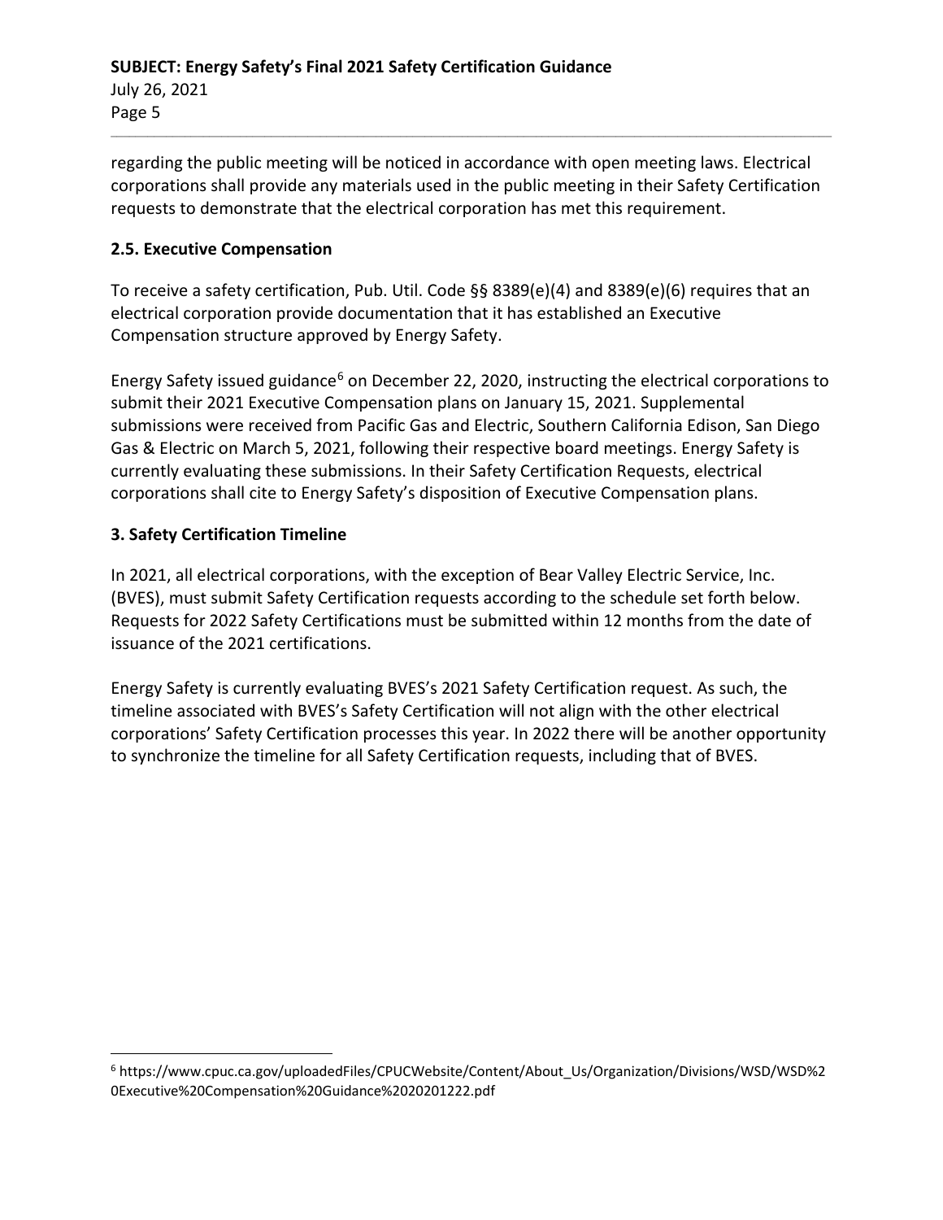regarding the public meeting will be noticed in accordance with open meeting laws. Electrical corporations shall provide any materials used in the public meeting in their Safety Certification requests to demonstrate that the electrical corporation has met this requirement.

### 2.5. Executive Compensation

To receive a safety certification, Pub. Util. Code §§ 8389(e)(4) and 8389(e)(6) requires that an electrical corporation provide documentation that it has established an Executive Compensation structure approved by Energy Safety.

Energy Safety issued guidance[6] on December 22, 2020, instructing the electrical corporations to submit their 2021 Executive Compensation plans on January 15, 2021. Supplemental submissions were received from Pacific Gas and Electric, Southern California Edison, San Diego Gas & Electric on March 5, 2021, following their respective board meetings. Energy Safety is currently evaluating these submissions. In their Safety Certification Requests, electrical corporations shall cite to Energy Safety's disposition of Executive Compensation plans.

## 3. Safety Certification Timeline

In 2021, all electrical corporations, with the exception of Bear Valley Electric Service, Inc. (BVES), must submit Safety Certification requests according to the schedule set forth below. Requests for 2022 Safety Certifications must be submitted within 12 months from the date of issuance of the 2021 certifications.

Energy Safety is currently evaluating BVES's 2021 Safety Certification request. As such, the timeline associated with BVES's Safety Certification will not align with the other electrical corporations' Safety Certification processes this year. In 2022 there will be another opportunity to synchronize the timeline for all Safety Certification requests, including that of BVES.

[6] https://www.cpuc.ca.gov/uploadedFiles/CPUCWebsite/Content/About_Us/Organization/Divisions/WSD/WSD%20Executive%20Compensation%20Guidance%2020201222.pdf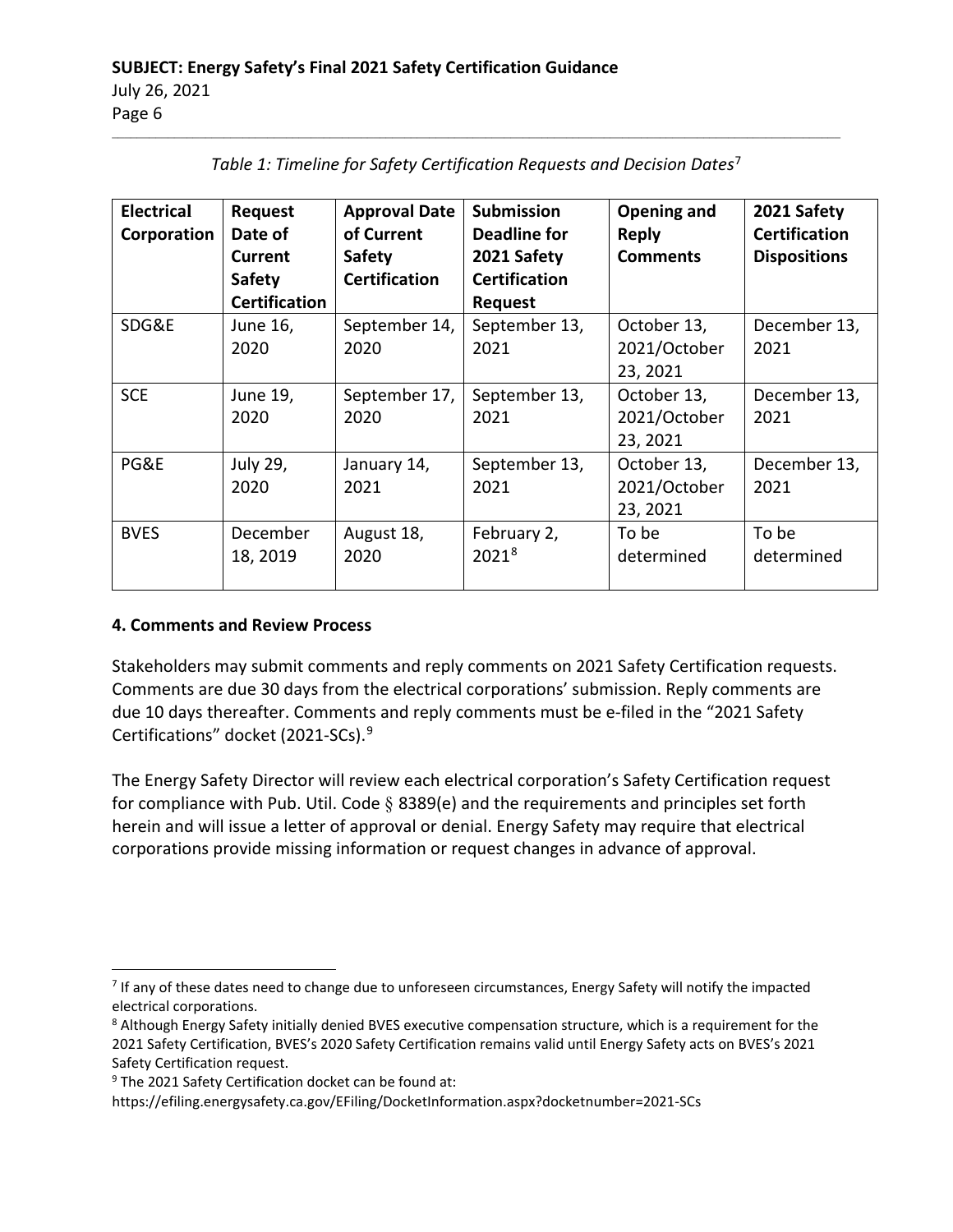*Table 1: Timeline for Safety Certification Requests and Decision Dates*[7]

| Electrical Corporation | Request Date of Current Safety Certification | Approval Date of Current Safety Certification | Submission Deadline for 2021 Safety Certification Request | Opening and Reply Comments | 2021 Safety Certification Dispositions |
|---|---|---|---|---|---|
| SDG&E | June 16, 2020 | September 14, 2020 | September 13, 2021 | October 13, 2021/October 23, 2021 | December 13, 2021 |
| SCE | June 19, 2020 | September 17, 2020 | September 13, 2021 | October 13, 2021/October 23, 2021 | December 13, 2021 |
| PG&E | July 29, 2020 | January 14, 2021 | September 13, 2021 | October 13, 2021/October 23, 2021 | December 13, 2021 |
| BVES | December 18, 2019 | August 18, 2020 | February 2, 2021[8] | To be determined | To be determined |

**4. Comments and Review Process**

Stakeholders may submit comments and reply comments on 2021 Safety Certification requests. Comments are due 30 days from the electrical corporations' submission. Reply comments are due 10 days thereafter. Comments and reply comments must be e-filed in the "2021 Safety Certifications" docket (2021-SCs).[9]

The Energy Safety Director will review each electrical corporation's Safety Certification request for compliance with Pub. Util. Code § 8389(e) and the requirements and principles set forth herein and will issue a letter of approval or denial. Energy Safety may require that electrical corporations provide missing information or request changes in advance of approval.

---

[7] If any of these dates need to change due to unforeseen circumstances, Energy Safety will notify the impacted electrical corporations.

[8] Although Energy Safety initially denied BVES executive compensation structure, which is a requirement for the 2021 Safety Certification, BVES's 2020 Safety Certification remains valid until Energy Safety acts on BVES's 2021 Safety Certification request.

[9] The 2021 Safety Certification docket can be found at: https://efiling.energysafety.ca.gov/EFiling/DocketInformation.aspx?docketnumber=2021-SCs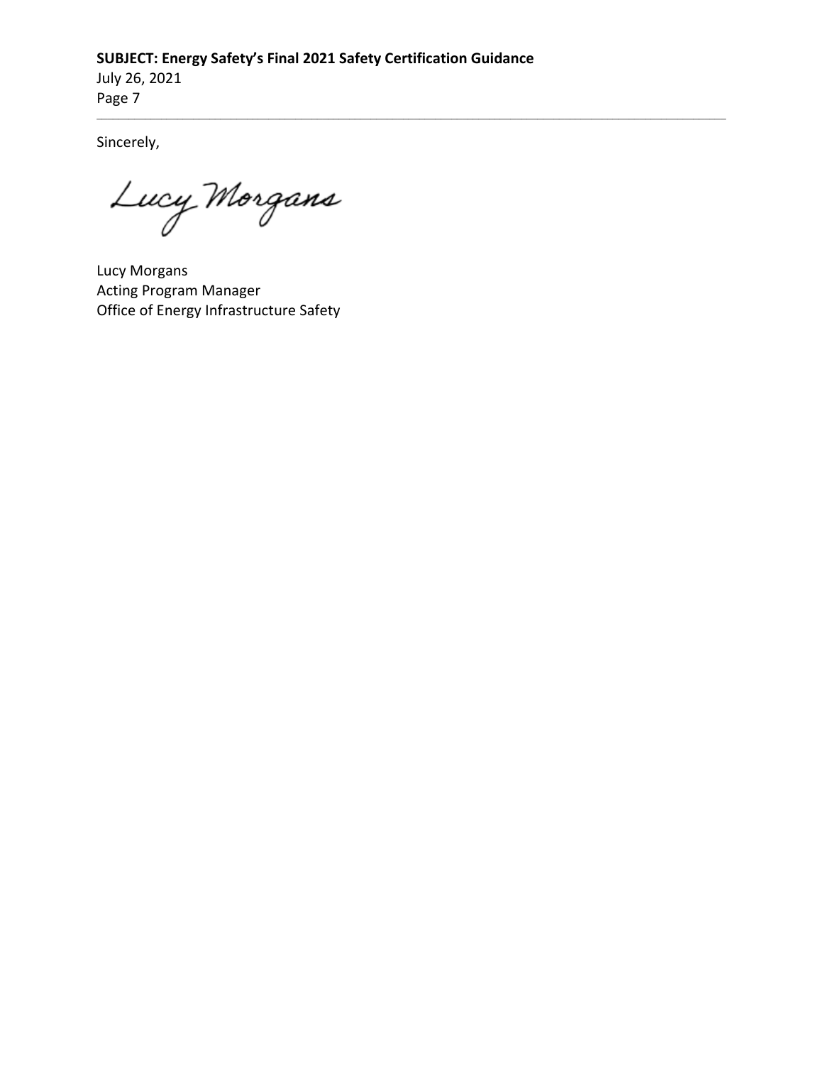Sincerely,

Lucy Morgans

Lucy Morgans
Acting Program Manager
Office of Energy Infrastructure Safety